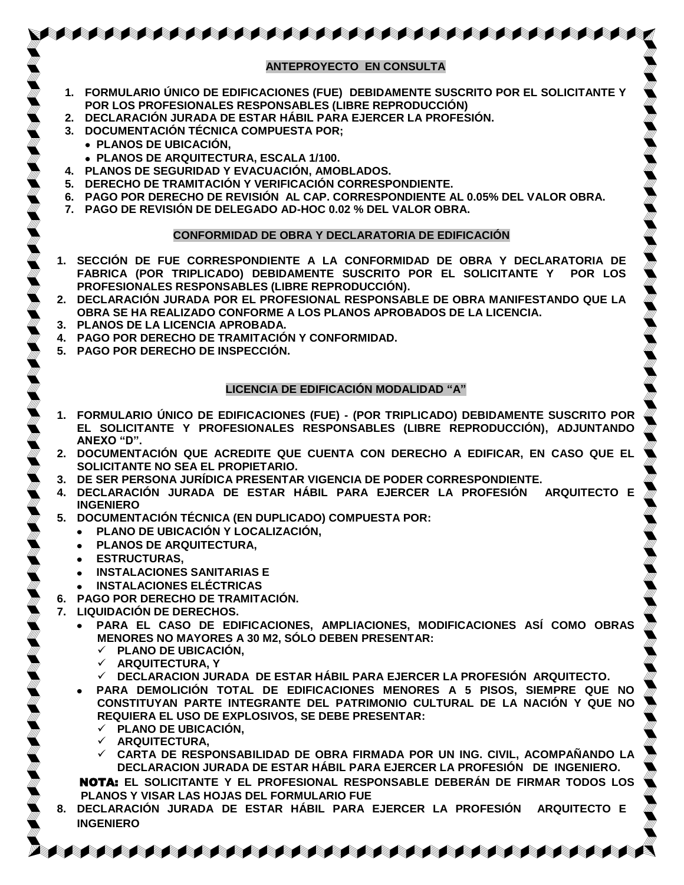## ANTEPROYECTO EN CONSULTA

1. **FORMULARIO ÚNICO DE EDIFICACIONES (FUE) DEBIDAMENTE SUSCRITO POR EL SOLICITANTE Y POR LOS PROFESIONALES RESPONSABLES (LIBRE REPRODUCCIÓN)**
2. **DECLARACIÓN JURADA DE ESTAR HÁBIL PARA EJERCER LA PROFESIÓN.**
3. **DOCUMENTACIÓN TÉCNICA COMPUESTA POR;**
   - **PLANOS DE UBICACIÓN,**
   - **PLANOS DE ARQUITECTURA, ESCALA 1/100.**
4. **PLANOS DE SEGURIDAD Y EVACUACIÓN, AMOBLADOS.**
5. **DERECHO DE TRAMITACIÓN Y VERIFICACIÓN CORRESPONDIENTE.**
6. **PAGO POR DERECHO DE REVISIÓN AL CAP. CORRESPONDIENTE AL 0.05% DEL VALOR OBRA.**
7. **PAGO DE REVISIÓN DE DELEGADO AD-HOC 0.02 % DEL VALOR OBRA.**

## CONFORMIDAD DE OBRA Y DECLARATORIA DE EDIFICACIÓN

1. **SECCIÓN DE FUE CORRESPONDIENTE A LA CONFORMIDAD DE OBRA Y DECLARATORIA DE FABRICA (POR TRIPLICADO) DEBIDAMENTE SUSCRITO POR EL SOLICITANTE Y POR LOS PROFESIONALES RESPONSABLES (LIBRE REPRODUCCIÓN).**
2. **DECLARACIÓN JURADA POR EL PROFESIONAL RESPONSABLE DE OBRA MANIFESTANDO QUE LA OBRA SE HA REALIZADO CONFORME A LOS PLANOS APROBADOS DE LA LICENCIA.**
3. **PLANOS DE LA LICENCIA APROBADA.**
4. **PAGO POR DERECHO DE TRAMITACIÓN Y CONFORMIDAD.**
5. **PAGO POR DERECHO DE INSPECCIÓN.**

## LICENCIA DE EDIFICACIÓN MODALIDAD "A"

1. **FORMULARIO ÚNICO DE EDIFICACIONES (FUE) - (POR TRIPLICADO) DEBIDAMENTE SUSCRITO POR EL SOLICITANTE Y PROFESIONALES RESPONSABLES (LIBRE REPRODUCCIÓN), ADJUNTANDO ANEXO "D".**
2. **DOCUMENTACIÓN QUE ACREDITE QUE CUENTA CON DERECHO A EDIFICAR, EN CASO QUE EL SOLICITANTE NO SEA EL PROPIETARIO.**
3. **DE SER PERSONA JURÍDICA PRESENTAR VIGENCIA DE PODER CORRESPONDIENTE.**
4. **DECLARACIÓN JURADA DE ESTAR HÁBIL PARA EJERCER LA PROFESIÓN ARQUITECTO E INGENIERO**
5. **DOCUMENTACIÓN TÉCNICA (EN DUPLICADO) COMPUESTA POR:**
   - **PLANO DE UBICACIÓN Y LOCALIZACIÓN,**
   - **PLANOS DE ARQUITECTURA,**
   - **ESTRUCTURAS,**
   - **INSTALACIONES SANITARIAS E**
   - **INSTALACIONES ELÉCTRICAS**
6. **PAGO POR DERECHO DE TRAMITACIÓN.**
7. **LIQUIDACIÓN DE DERECHOS.**
   - **PARA EL CASO DE EDIFICACIONES, AMPLIACIONES, MODIFICACIONES ASÍ COMO OBRAS MENORES NO MAYORES A 30 M2, SÓLO DEBEN PRESENTAR:**
     - ✓ **PLANO DE UBICACIÓN,**
     - ✓ **ARQUITECTURA, Y**
     - ✓ **DECLARACION JURADA DE ESTAR HÁBIL PARA EJERCER LA PROFESIÓN ARQUITECTO.**
   - **PARA DEMOLICIÓN TOTAL DE EDIFICACIONES MENORES A 5 PISOS, SIEMPRE QUE NO CONSTITUYAN PARTE INTEGRANTE DEL PATRIMONIO CULTURAL DE LA NACIÓN Y QUE NO REQUIERA EL USO DE EXPLOSIVOS, SE DEBE PRESENTAR:**
     - ✓ **PLANO DE UBICACIÓN,**
     - ✓ **ARQUITECTURA,**
     - ✓ **CARTA DE RESPONSABILIDAD DE OBRA FIRMADA POR UN ING. CIVIL, ACOMPAÑANDO LA DECLARACION JURADA DE ESTAR HÁBIL PARA EJERCER LA PROFESIÓN DE INGENIERO.**

   **NOTA:** **EL SOLICITANTE Y EL PROFESIONAL RESPONSABLE DEBERÁN DE FIRMAR TODOS LOS PLANOS Y VISAR LAS HOJAS DEL FORMULARIO FUE**
8. **DECLARACIÓN JURADA DE ESTAR HÁBIL PARA EJERCER LA PROFESIÓN ARQUITECTO E INGENIERO**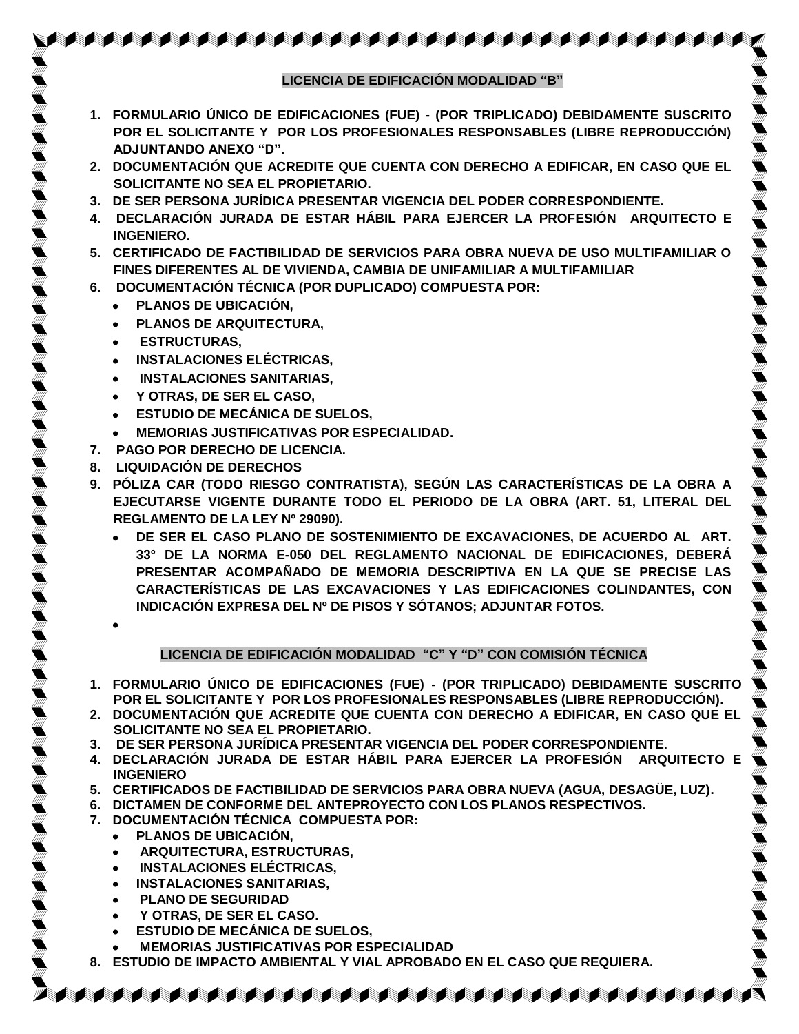## LICENCIA DE EDIFICACIÓN MODALIDAD "B"

1. **FORMULARIO ÚNICO DE EDIFICACIONES (FUE) - (POR TRIPLICADO) DEBIDAMENTE SUSCRITO POR EL SOLICITANTE Y POR LOS PROFESIONALES RESPONSABLES (LIBRE REPRODUCCIÓN) ADJUNTANDO ANEXO "D".**
2. **DOCUMENTACIÓN QUE ACREDITE QUE CUENTA CON DERECHO A EDIFICAR, EN CASO QUE EL SOLICITANTE NO SEA EL PROPIETARIO.**
3. **DE SER PERSONA JURÍDICA PRESENTAR VIGENCIA DEL PODER CORRESPONDIENTE.**
4. **DECLARACIÓN JURADA DE ESTAR HÁBIL PARA EJERCER LA PROFESIÓN ARQUITECTO E INGENIERO.**
5. **CERTIFICADO DE FACTIBILIDAD DE SERVICIOS PARA OBRA NUEVA DE USO MULTIFAMILIAR O FINES DIFERENTES AL DE VIVIENDA, CAMBIA DE UNIFAMILIAR A MULTIFAMILIAR**
6. **DOCUMENTACIÓN TÉCNICA (POR DUPLICADO) COMPUESTA POR:**
   - **PLANOS DE UBICACIÓN,**
   - **PLANOS DE ARQUITECTURA,**
   - **ESTRUCTURAS,**
   - **INSTALACIONES ELÉCTRICAS,**
   - **INSTALACIONES SANITARIAS,**
   - **Y OTRAS, DE SER EL CASO,**
   - **ESTUDIO DE MECÁNICA DE SUELOS,**
   - **MEMORIAS JUSTIFICATIVAS POR ESPECIALIDAD.**
7. **PAGO POR DERECHO DE LICENCIA.**
8. **LIQUIDACIÓN DE DERECHOS**
9. **PÓLIZA CAR (TODO RIESGO CONTRATISTA), SEGÚN LAS CARACTERÍSTICAS DE LA OBRA A EJECUTARSE VIGENTE DURANTE TODO EL PERIODO DE LA OBRA (ART. 51, LITERAL DEL REGLAMENTO DE LA LEY Nº 29090).**
   - **DE SER EL CASO PLANO DE SOSTENIMIENTO DE EXCAVACIONES, DE ACUERDO AL ART. 33° DE LA NORMA E-050 DEL REGLAMENTO NACIONAL DE EDIFICACIONES, DEBERÁ PRESENTAR ACOMPAÑADO DE MEMORIA DESCRIPTIVA EN LA QUE SE PRECISE LAS CARACTERÍSTICAS DE LAS EXCAVACIONES Y LAS EDIFICACIONES COLINDANTES, CON INDICACIÓN EXPRESA DEL Nº DE PISOS Y SÓTANOS; ADJUNTAR FOTOS.**

## LICENCIA DE EDIFICACIÓN MODALIDAD "C" Y "D" CON COMISIÓN TÉCNICA

1. **FORMULARIO ÚNICO DE EDIFICACIONES (FUE) - (POR TRIPLICADO) DEBIDAMENTE SUSCRITO POR EL SOLICITANTE Y POR LOS PROFESIONALES RESPONSABLES (LIBRE REPRODUCCIÓN).**
2. **DOCUMENTACIÓN QUE ACREDITE QUE CUENTA CON DERECHO A EDIFICAR, EN CASO QUE EL SOLICITANTE NO SEA EL PROPIETARIO.**
3. **DE SER PERSONA JURÍDICA PRESENTAR VIGENCIA DEL PODER CORRESPONDIENTE.**
4. **DECLARACIÓN JURADA DE ESTAR HÁBIL PARA EJERCER LA PROFESIÓN ARQUITECTO E INGENIERO**
5. **CERTIFICADOS DE FACTIBILIDAD DE SERVICIOS PARA OBRA NUEVA (AGUA, DESAGÜE, LUZ).**
6. **DICTAMEN DE CONFORME DEL ANTEPROYECTO CON LOS PLANOS RESPECTIVOS.**
7. **DOCUMENTACIÓN TÉCNICA COMPUESTA POR:**
   - **PLANOS DE UBICACIÓN,**
   - **ARQUITECTURA, ESTRUCTURAS,**
   - **INSTALACIONES ELÉCTRICAS,**
   - **INSTALACIONES SANITARIAS,**
   - **PLANO DE SEGURIDAD**
   - **Y OTRAS, DE SER EL CASO.**
   - **ESTUDIO DE MECÁNICA DE SUELOS,**
   - **MEMORIAS JUSTIFICATIVAS POR ESPECIALIDAD**
8. **ESTUDIO DE IMPACTO AMBIENTAL Y VIAL APROBADO EN EL CASO QUE REQUIERA.**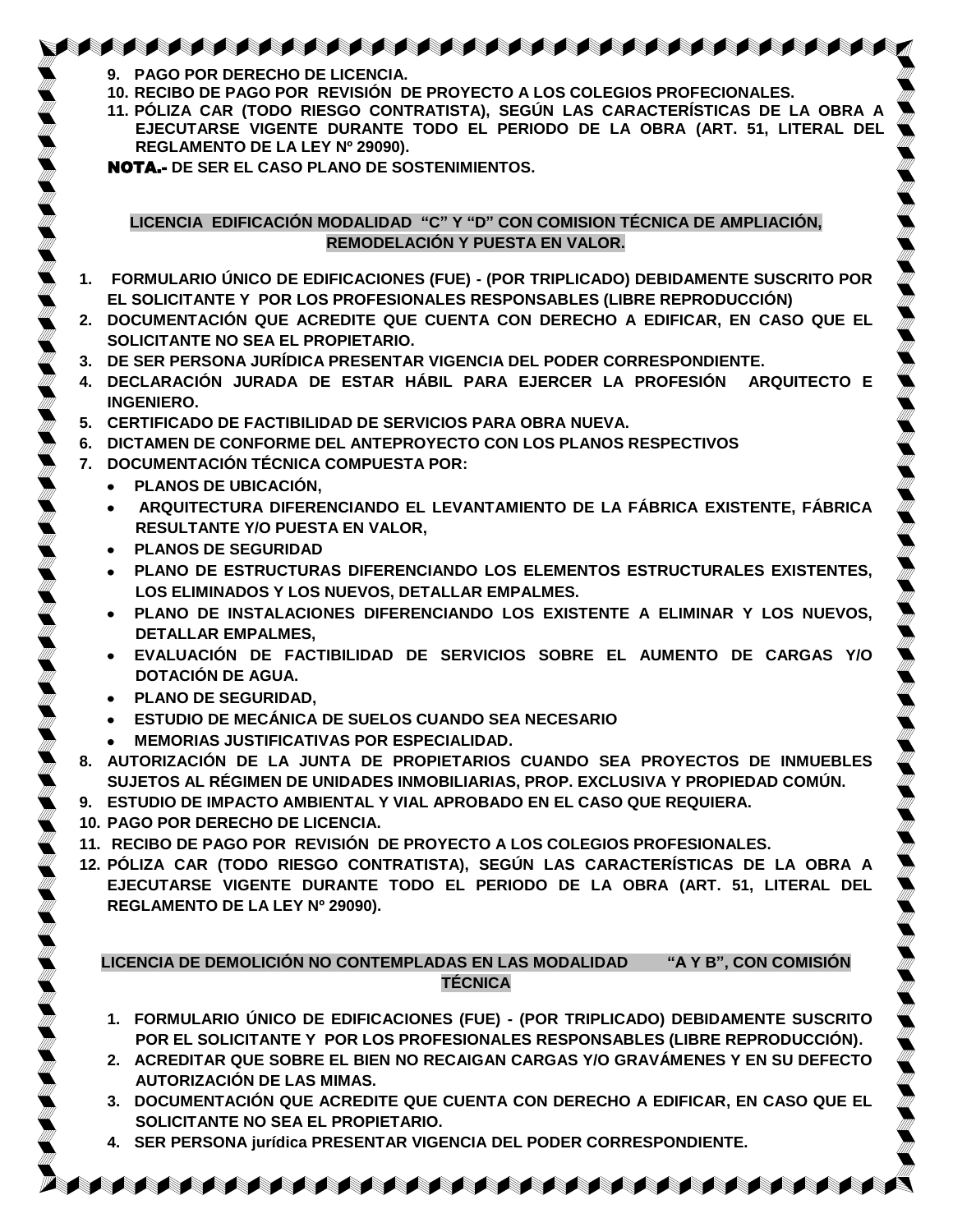9. **PAGO POR DERECHO DE LICENCIA.**
10. **RECIBO DE PAGO POR REVISIÓN DE PROYECTO A LOS COLEGIOS PROFECIONALES.**
11. **PÓLIZA CAR (TODO RIESGO CONTRATISTA), SEGÚN LAS CARACTERÍSTICAS DE LA OBRA A EJECUTARSE VIGENTE DURANTE TODO EL PERIODO DE LA OBRA (ART. 51, LITERAL DEL REGLAMENTO DE LA LEY Nº 29090).**

**NOTA.- DE SER EL CASO PLANO DE SOSTENIMIENTOS.**

## LICENCIA EDIFICACIÓN MODALIDAD "C" Y "D" CON COMISION TÉCNICA DE AMPLIACIÓN, REMODELACIÓN Y PUESTA EN VALOR.

1. **FORMULARIO ÚNICO DE EDIFICACIONES (FUE) - (POR TRIPLICADO) DEBIDAMENTE SUSCRITO POR EL SOLICITANTE Y POR LOS PROFESIONALES RESPONSABLES (LIBRE REPRODUCCIÓN)**
2. **DOCUMENTACIÓN QUE ACREDITE QUE CUENTA CON DERECHO A EDIFICAR, EN CASO QUE EL SOLICITANTE NO SEA EL PROPIETARIO.**
3. **DE SER PERSONA JURÍDICA PRESENTAR VIGENCIA DEL PODER CORRESPONDIENTE.**
4. **DECLARACIÓN JURADA DE ESTAR HÁBIL PARA EJERCER LA PROFESIÓN ARQUITECTO E INGENIERO.**
5. **CERTIFICADO DE FACTIBILIDAD DE SERVICIOS PARA OBRA NUEVA.**
6. **DICTAMEN DE CONFORME DEL ANTEPROYECTO CON LOS PLANOS RESPECTIVOS**
7. **DOCUMENTACIÓN TÉCNICA COMPUESTA POR:**
   - **PLANOS DE UBICACIÓN,**
   - **ARQUITECTURA DIFERENCIANDO EL LEVANTAMIENTO DE LA FÁBRICA EXISTENTE, FÁBRICA RESULTANTE Y/O PUESTA EN VALOR,**
   - **PLANOS DE SEGURIDAD**
   - **PLANO DE ESTRUCTURAS DIFERENCIANDO LOS ELEMENTOS ESTRUCTURALES EXISTENTES, LOS ELIMINADOS Y LOS NUEVOS, DETALLAR EMPALMES.**
   - **PLANO DE INSTALACIONES DIFERENCIANDO LOS EXISTENTE A ELIMINAR Y LOS NUEVOS, DETALLAR EMPALMES,**
   - **EVALUACIÓN DE FACTIBILIDAD DE SERVICIOS SOBRE EL AUMENTO DE CARGAS Y/O DOTACIÓN DE AGUA.**
   - **PLANO DE SEGURIDAD,**
   - **ESTUDIO DE MECÁNICA DE SUELOS CUANDO SEA NECESARIO**
   - **MEMORIAS JUSTIFICATIVAS POR ESPECIALIDAD.**
8. **AUTORIZACIÓN DE LA JUNTA DE PROPIETARIOS CUANDO SEA PROYECTOS DE INMUEBLES SUJETOS AL RÉGIMEN DE UNIDADES INMOBILIARIAS, PROP. EXCLUSIVA Y PROPIEDAD COMÚN.**
9. **ESTUDIO DE IMPACTO AMBIENTAL Y VIAL APROBADO EN EL CASO QUE REQUIERA.**
10. **PAGO POR DERECHO DE LICENCIA.**
11. **RECIBO DE PAGO POR REVISIÓN DE PROYECTO A LOS COLEGIOS PROFESIONALES.**
12. **PÓLIZA CAR (TODO RIESGO CONTRATISTA), SEGÚN LAS CARACTERÍSTICAS DE LA OBRA A EJECUTARSE VIGENTE DURANTE TODO EL PERIODO DE LA OBRA (ART. 51, LITERAL DEL REGLAMENTO DE LA LEY Nº 29090).**

## LICENCIA DE DEMOLICIÓN NO CONTEMPLADAS EN LAS MODALIDAD "A Y B", CON COMISIÓN TÉCNICA

1. **FORMULARIO ÚNICO DE EDIFICACIONES (FUE) - (POR TRIPLICADO) DEBIDAMENTE SUSCRITO POR EL SOLICITANTE Y POR LOS PROFESIONALES RESPONSABLES (LIBRE REPRODUCCIÓN).**
2. **ACREDITAR QUE SOBRE EL BIEN NO RECAIGAN CARGAS Y/O GRAVÁMENES Y EN SU DEFECTO AUTORIZACIÓN DE LAS MIMAS.**
3. **DOCUMENTACIÓN QUE ACREDITE QUE CUENTA CON DERECHO A EDIFICAR, EN CASO QUE EL SOLICITANTE NO SEA EL PROPIETARIO.**
4. **SER PERSONA jurídica PRESENTAR VIGENCIA DEL PODER CORRESPONDIENTE.**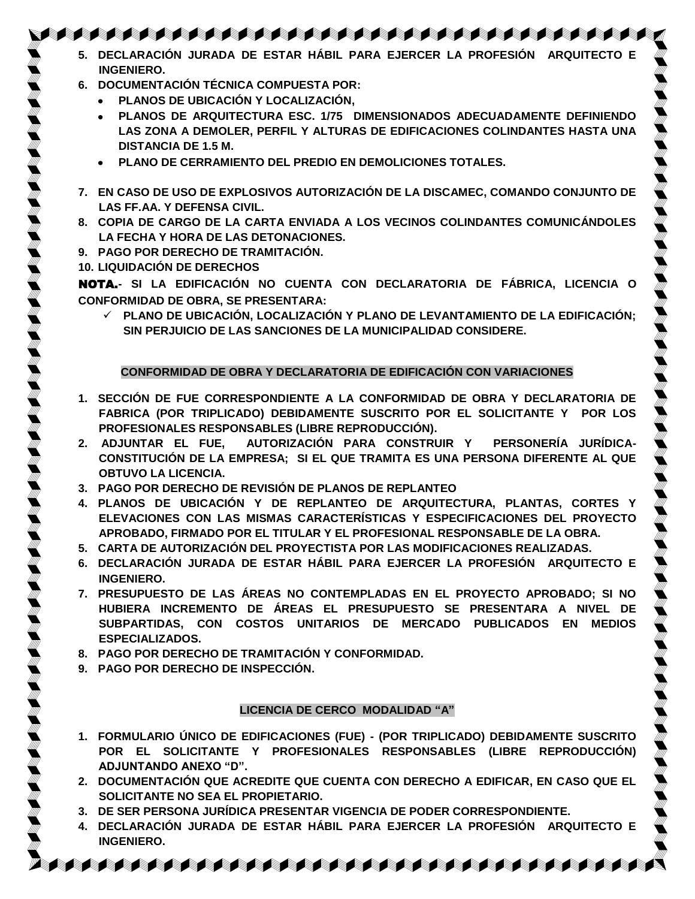5. **DECLARACIÓN JURADA DE ESTAR HÁBIL PARA EJERCER LA PROFESIÓN ARQUITECTO E INGENIERO.**
6. **DOCUMENTACIÓN TÉCNICA COMPUESTA POR:**
   - **PLANOS DE UBICACIÓN Y LOCALIZACIÓN,**
   - **PLANOS DE ARQUITECTURA ESC. 1/75 DIMENSIONADOS ADECUADAMENTE DEFINIENDO LAS ZONA A DEMOLER, PERFIL Y ALTURAS DE EDIFICACIONES COLINDANTES HASTA UNA DISTANCIA DE 1.5 M.**
   - **PLANO DE CERRAMIENTO DEL PREDIO EN DEMOLICIONES TOTALES.**

7. **EN CASO DE USO DE EXPLOSIVOS AUTORIZACIÓN DE LA DISCAMEC, COMANDO CONJUNTO DE LAS FF.AA. Y DEFENSA CIVIL.**
8. **COPIA DE CARGO DE LA CARTA ENVIADA A LOS VECINOS COLINDANTES COMUNICÁNDOLES LA FECHA Y HORA DE LAS DETONACIONES.**
9. **PAGO POR DERECHO DE TRAMITACIÓN.**
10. **LIQUIDACIÓN DE DERECHOS**

**NOTA.- SI LA EDIFICACIÓN NO CUENTA CON DECLARATORIA DE FÁBRICA, LICENCIA O CONFORMIDAD DE OBRA, SE PRESENTARA:**

- ✓ **PLANO DE UBICACIÓN, LOCALIZACIÓN Y PLANO DE LEVANTAMIENTO DE LA EDIFICACIÓN; SIN PERJUICIO DE LAS SANCIONES DE LA MUNICIPALIDAD CONSIDERE.**

## CONFORMIDAD DE OBRA Y DECLARATORIA DE EDIFICACIÓN CON VARIACIONES

1. **SECCIÓN DE FUE CORRESPONDIENTE A LA CONFORMIDAD DE OBRA Y DECLARATORIA DE FABRICA (POR TRIPLICADO) DEBIDAMENTE SUSCRITO POR EL SOLICITANTE Y POR LOS PROFESIONALES RESPONSABLES (LIBRE REPRODUCCIÓN).**
2. **ADJUNTAR EL FUE, AUTORIZACIÓN PARA CONSTRUIR Y PERSONERÍA JURÍDICA-CONSTITUCIÓN DE LA EMPRESA; SI EL QUE TRAMITA ES UNA PERSONA DIFERENTE AL QUE OBTUVO LA LICENCIA.**
3. **PAGO POR DERECHO DE REVISIÓN DE PLANOS DE REPLANTEO**
4. **PLANOS DE UBICACIÓN Y DE REPLANTEO DE ARQUITECTURA, PLANTAS, CORTES Y ELEVACIONES CON LAS MISMAS CARACTERÍSTICAS Y ESPECIFICACIONES DEL PROYECTO APROBADO, FIRMADO POR EL TITULAR Y EL PROFESIONAL RESPONSABLE DE LA OBRA.**
5. **CARTA DE AUTORIZACIÓN DEL PROYECTISTA POR LAS MODIFICACIONES REALIZADAS.**
6. **DECLARACIÓN JURADA DE ESTAR HÁBIL PARA EJERCER LA PROFESIÓN ARQUITECTO E INGENIERO.**
7. **PRESUPUESTO DE LAS ÁREAS NO CONTEMPLADAS EN EL PROYECTO APROBADO; SI NO HUBIERA INCREMENTO DE ÁREAS EL PRESUPUESTO SE PRESENTARA A NIVEL DE SUBPARTIDAS, CON COSTOS UNITARIOS DE MERCADO PUBLICADOS EN MEDIOS ESPECIALIZADOS.**
8. **PAGO POR DERECHO DE TRAMITACIÓN Y CONFORMIDAD.**
9. **PAGO POR DERECHO DE INSPECCIÓN.**

## LICENCIA DE CERCO MODALIDAD "A"

1. **FORMULARIO ÚNICO DE EDIFICACIONES (FUE) - (POR TRIPLICADO) DEBIDAMENTE SUSCRITO POR EL SOLICITANTE Y PROFESIONALES RESPONSABLES (LIBRE REPRODUCCIÓN) ADJUNTANDO ANEXO "D".**
2. **DOCUMENTACIÓN QUE ACREDITE QUE CUENTA CON DERECHO A EDIFICAR, EN CASO QUE EL SOLICITANTE NO SEA EL PROPIETARIO.**
3. **DE SER PERSONA JURÍDICA PRESENTAR VIGENCIA DE PODER CORRESPONDIENTE.**
4. **DECLARACIÓN JURADA DE ESTAR HÁBIL PARA EJERCER LA PROFESIÓN ARQUITECTO E INGENIERO.**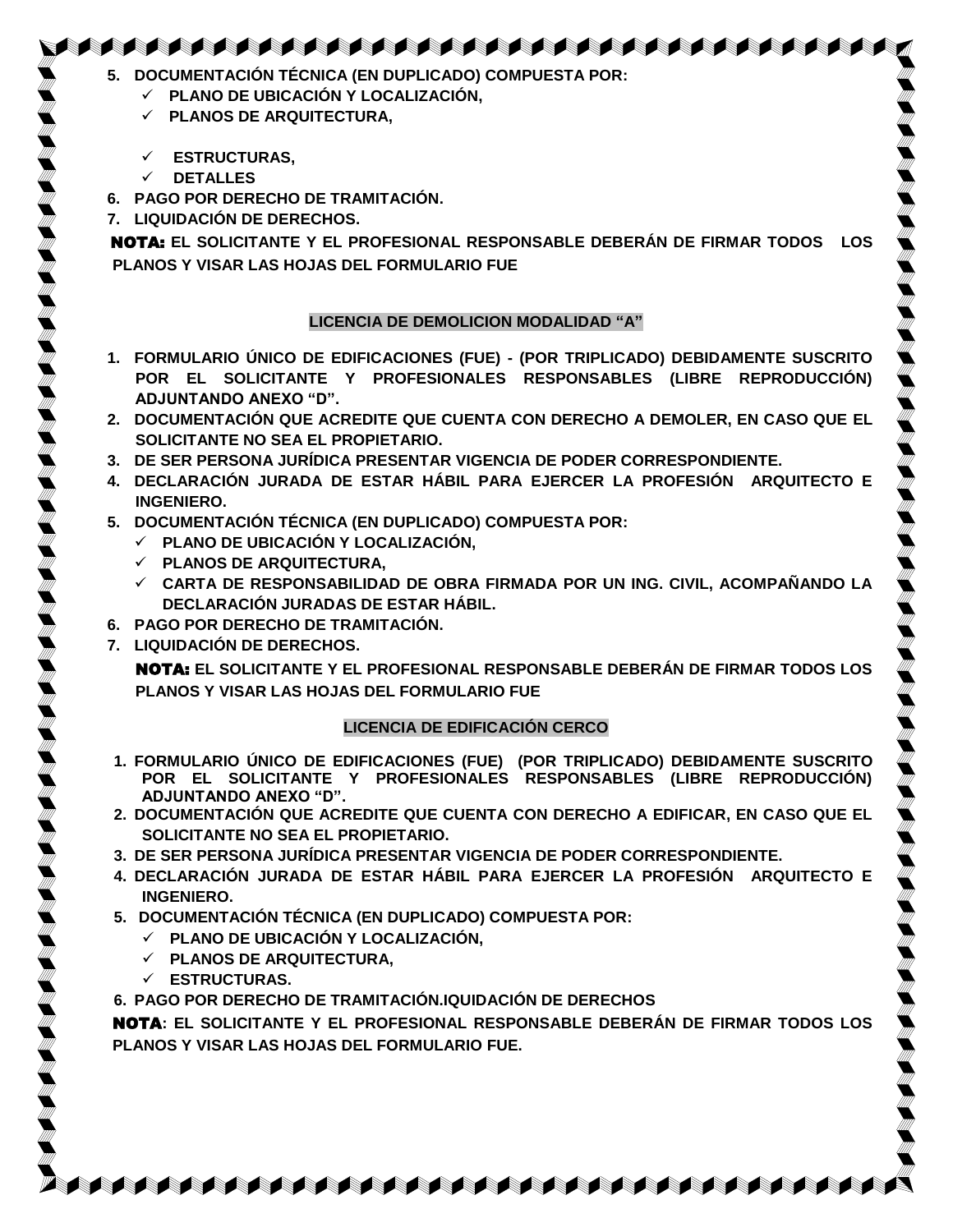5. **DOCUMENTACIÓN TÉCNICA (EN DUPLICADO) COMPUESTA POR:**
   - ✓ **PLANO DE UBICACIÓN Y LOCALIZACIÓN,**
   - ✓ **PLANOS DE ARQUITECTURA,**
   - ✓ **ESTRUCTURAS,**
   - ✓ **DETALLES**
6. **PAGO POR DERECHO DE TRAMITACIÓN.**
7. **LIQUIDACIÓN DE DERECHOS.**

**NOTA: EL SOLICITANTE Y EL PROFESIONAL RESPONSABLE DEBERÁN DE FIRMAR TODOS LOS PLANOS Y VISAR LAS HOJAS DEL FORMULARIO FUE**

## LICENCIA DE DEMOLICION MODALIDAD "A"

1. **FORMULARIO ÚNICO DE EDIFICACIONES (FUE) - (POR TRIPLICADO) DEBIDAMENTE SUSCRITO POR EL SOLICITANTE Y PROFESIONALES RESPONSABLES (LIBRE REPRODUCCIÓN) ADJUNTANDO ANEXO "D".**
2. **DOCUMENTACIÓN QUE ACREDITE QUE CUENTA CON DERECHO A DEMOLER, EN CASO QUE EL SOLICITANTE NO SEA EL PROPIETARIO.**
3. **DE SER PERSONA JURÍDICA PRESENTAR VIGENCIA DE PODER CORRESPONDIENTE.**
4. **DECLARACIÓN JURADA DE ESTAR HÁBIL PARA EJERCER LA PROFESIÓN ARQUITECTO E INGENIERO.**
5. **DOCUMENTACIÓN TÉCNICA (EN DUPLICADO) COMPUESTA POR:**
   - ✓ **PLANO DE UBICACIÓN Y LOCALIZACIÓN,**
   - ✓ **PLANOS DE ARQUITECTURA,**
   - ✓ **CARTA DE RESPONSABILIDAD DE OBRA FIRMADA POR UN ING. CIVIL, ACOMPAÑANDO LA DECLARACIÓN JURADAS DE ESTAR HÁBIL.**
6. **PAGO POR DERECHO DE TRAMITACIÓN.**
7. **LIQUIDACIÓN DE DERECHOS.**

**NOTA: EL SOLICITANTE Y EL PROFESIONAL RESPONSABLE DEBERÁN DE FIRMAR TODOS LOS PLANOS Y VISAR LAS HOJAS DEL FORMULARIO FUE**

## LICENCIA DE EDIFICACIÓN CERCO

1. **FORMULARIO ÚNICO DE EDIFICACIONES (FUE) (POR TRIPLICADO) DEBIDAMENTE SUSCRITO POR EL SOLICITANTE Y PROFESIONALES RESPONSABLES (LIBRE REPRODUCCIÓN) ADJUNTANDO ANEXO "D".**
2. **DOCUMENTACIÓN QUE ACREDITE QUE CUENTA CON DERECHO A EDIFICAR, EN CASO QUE EL SOLICITANTE NO SEA EL PROPIETARIO.**
3. **DE SER PERSONA JURÍDICA PRESENTAR VIGENCIA DE PODER CORRESPONDIENTE.**
4. **DECLARACIÓN JURADA DE ESTAR HÁBIL PARA EJERCER LA PROFESIÓN ARQUITECTO E INGENIERO.**
5. **DOCUMENTACIÓN TÉCNICA (EN DUPLICADO) COMPUESTA POR:**
   - ✓ **PLANO DE UBICACIÓN Y LOCALIZACIÓN,**
   - ✓ **PLANOS DE ARQUITECTURA,**
   - ✓ **ESTRUCTURAS.**
6. **PAGO POR DERECHO DE TRAMITACIÓN.IQUIDACIÓN DE DERECHOS**

**NOTA: EL SOLICITANTE Y EL PROFESIONAL RESPONSABLE DEBERÁN DE FIRMAR TODOS LOS PLANOS Y VISAR LAS HOJAS DEL FORMULARIO FUE.**